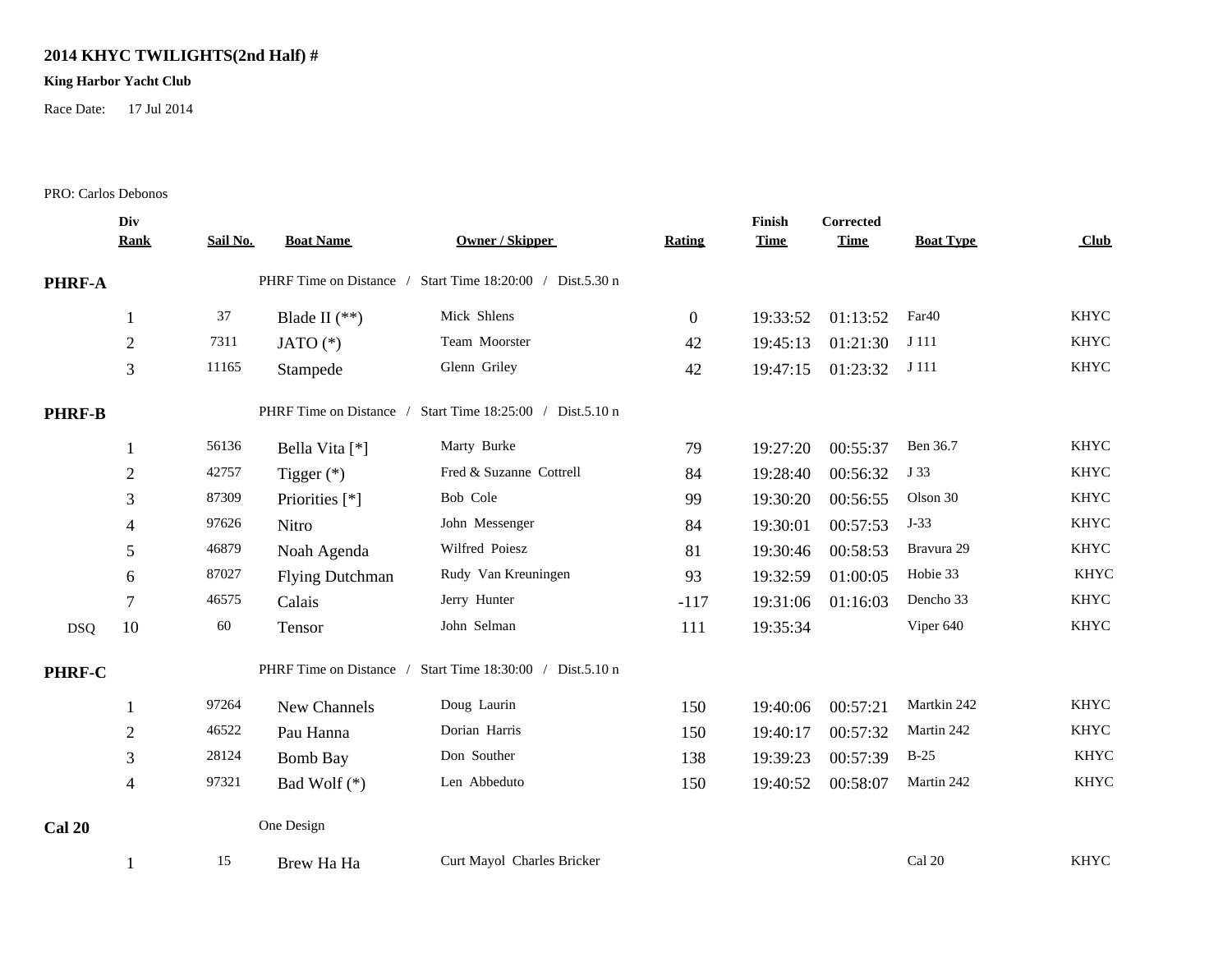**2014 KHYC TWILIGHTS(2nd Half) #**

**King Harbor Yacht Club**

Race Date: 17 Jul 2014

PRO: Carlos Debonos

| | Div Rank | Sail No. | Boat Name | Owner / Skipper | Rating | Finish Time | Corrected Time | Boat Type | Club |
|---|---|---|---|---|---|---|---|---|---|
| **PHRF-A** | | | PHRF Time on Distance / Start Time 18:20:00 / Dist.5.30 n | | | | | | |
| | 1 | 37 | Blade II (**) | Mick Shlens | 0 | 19:33:52 | 01:13:52 | Far40 | KHYC |
| | 2 | 7311 | JATO (*) | Team Moorster | 42 | 19:45:13 | 01:21:30 | J 111 | KHYC |
| | 3 | 11165 | Stampede | Glenn Griley | 42 | 19:47:15 | 01:23:32 | J 111 | KHYC |
| **PHRF-B** | | | PHRF Time on Distance / Start Time 18:25:00 / Dist.5.10 n | | | | | | |
| | 1 | 56136 | Bella Vita [*] | Marty Burke | 79 | 19:27:20 | 00:55:37 | Ben 36.7 | KHYC |
| | 2 | 42757 | Tigger (*) | Fred & Suzanne Cottrell | 84 | 19:28:40 | 00:56:32 | J 33 | KHYC |
| | 3 | 87309 | Priorities [*] | Bob Cole | 99 | 19:30:20 | 00:56:55 | Olson 30 | KHYC |
| | 4 | 97626 | Nitro | John Messenger | 84 | 19:30:01 | 00:57:53 | J-33 | KHYC |
| | 5 | 46879 | Noah Agenda | Wilfred Poiesz | 81 | 19:30:46 | 00:58:53 | Bravura 29 | KHYC |
| | 6 | 87027 | Flying Dutchman | Rudy Van Kreuningen | 93 | 19:32:59 | 01:00:05 | Hobie 33 | KHYC |
| | 7 | 46575 | Calais | Jerry Hunter | -117 | 19:31:06 | 01:16:03 | Dencho 33 | KHYC |
| DSQ | 10 | 60 | Tensor | John Selman | 111 | 19:35:34 | | Viper 640 | KHYC |
| **PHRF-C** | | | PHRF Time on Distance / Start Time 18:30:00 / Dist.5.10 n | | | | | | |
| | 1 | 97264 | New Channels | Doug Laurin | 150 | 19:40:06 | 00:57:21 | Martkin 242 | KHYC |
| | 2 | 46522 | Pau Hanna | Dorian Harris | 150 | 19:40:17 | 00:57:32 | Martin 242 | KHYC |
| | 3 | 28124 | Bomb Bay | Don Souther | 138 | 19:39:23 | 00:57:39 | B-25 | KHYC |
| | 4 | 97321 | Bad Wolf (*) | Len Abbeduto | 150 | 19:40:52 | 00:58:07 | Martin 242 | KHYC |
| **Cal 20** | | | One Design | | | | | | |
| | 1 | 15 | Brew Ha Ha | Curt Mayol Charles Bricker | | | | Cal 20 | KHYC |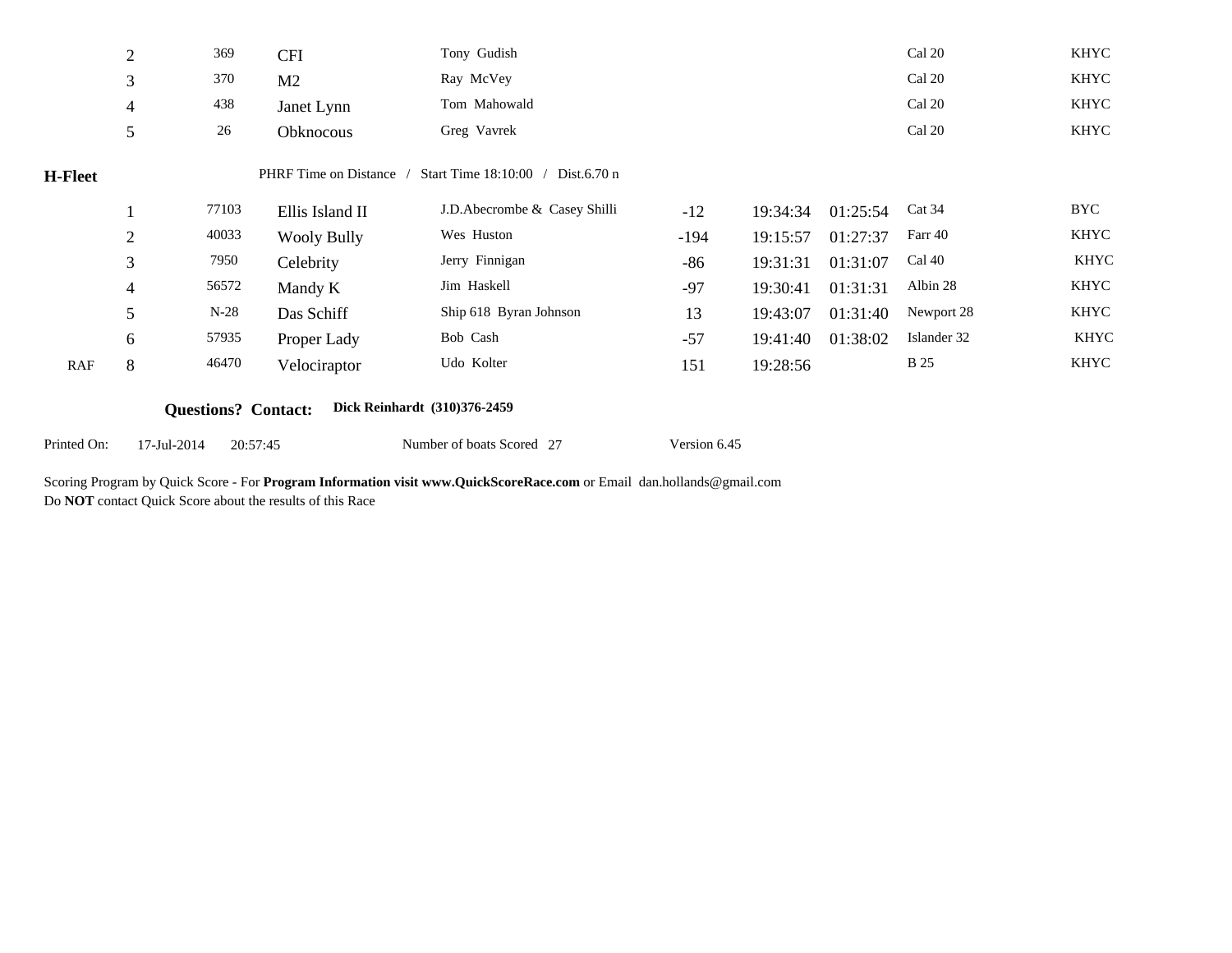| | | | | | | | | | | |
|---|---|---|---|---|---|---|---|---|---|---|
| | 2 | 369 | CFI | Tony Gudish | | | | Cal 20 | KHYC |
| | 3 | 370 | M2 | Ray McVey | | | | Cal 20 | KHYC |
| | 4 | 438 | Janet Lynn | Tom Mahowald | | | | Cal 20 | KHYC |
| | 5 | 26 | Obknocous | Greg Vavrek | | | | Cal 20 | KHYC |

**H-Fleet** PHRF Time on Distance / Start Time 18:10:00 / Dist.6.70 n

| | | | | | | | | | |
|---|---|---|---|---|---|---|---|---|---|
| | 1 | 77103 | Ellis Island II | J.D.Abecrombe & Casey Shilli | -12 | 19:34:34 | 01:25:54 | Cat 34 | BYC |
| | 2 | 40033 | Wooly Bully | Wes Huston | -194 | 19:15:57 | 01:27:37 | Farr 40 | KHYC |
| | 3 | 7950 | Celebrity | Jerry Finnigan | -86 | 19:31:31 | 01:31:07 | Cal 40 | KHYC |
| | 4 | 56572 | Mandy K | Jim Haskell | -97 | 19:30:41 | 01:31:31 | Albin 28 | KHYC |
| | 5 | N-28 | Das Schiff | Ship 618 Byran Johnson | 13 | 19:43:07 | 01:31:40 | Newport 28 | KHYC |
| | 6 | 57935 | Proper Lady | Bob Cash | -57 | 19:41:40 | 01:38:02 | Islander 32 | KHYC |
| RAF | 8 | 46470 | Velociraptor | Udo Kolter | 151 | 19:28:56 | | B 25 | KHYC |

**Questions? Contact:** **Dick Reinhardt (310)376-2459**

Printed On: 17-Jul-2014 20:57:45 Number of boats Scored 27 Version 6.45

Scoring Program by Quick Score - For **Program Information visit www.QuickScoreRace.com** or Email dan.hollands@gmail.com
Do **NOT** contact Quick Score about the results of this Race